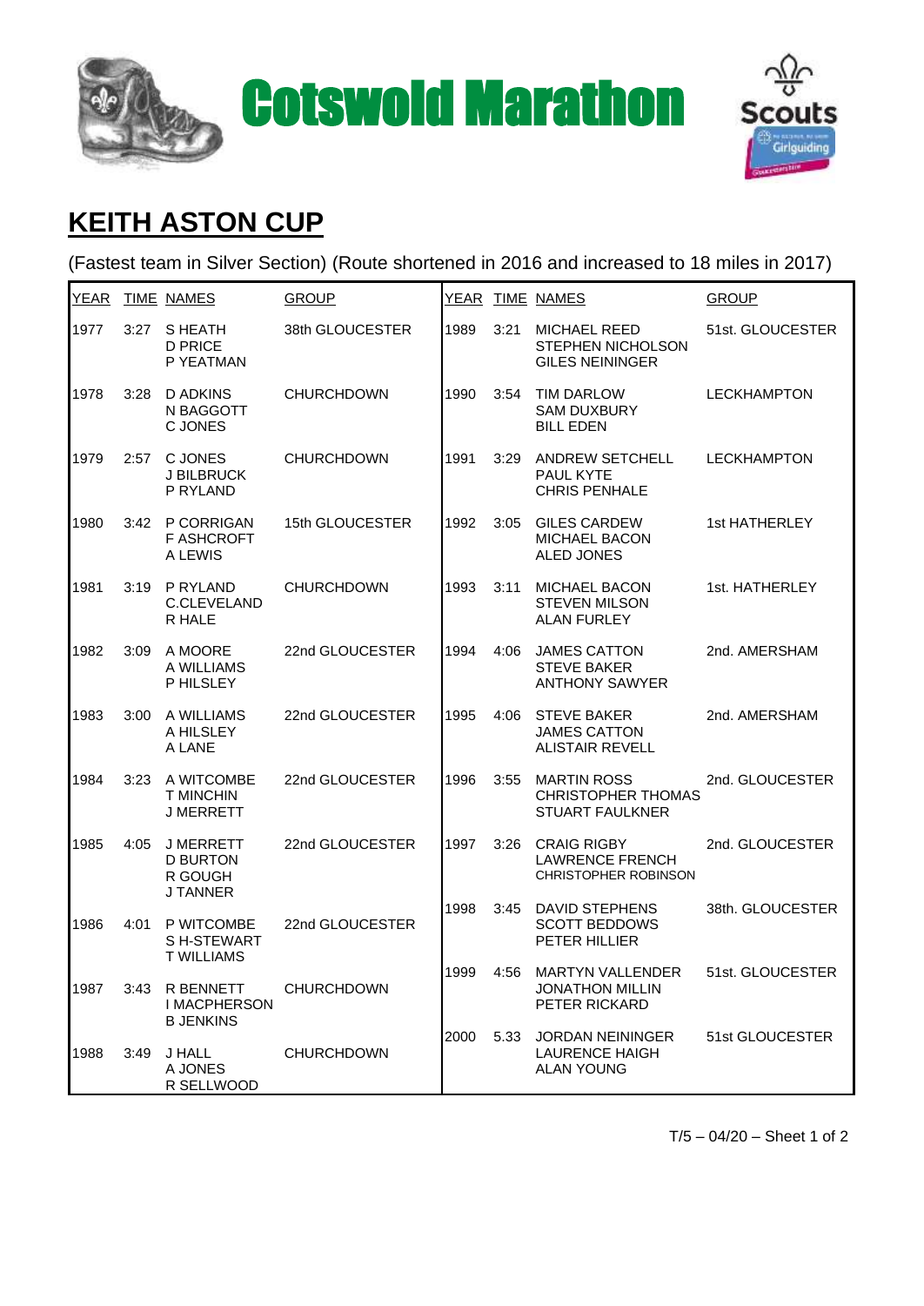# Cotswold Marathon

## KEITH ASTON CUP

(Fastest team in Silver Section) (Route shortened in 2016 and increased to 18 miles in 2017)

| YEAR | TIME | NAMES | GROUP |
|---|---|---|---|
| 1977 | 3:27 | S HEATH<br>D PRICE<br>P YEATMAN | 38th GLOUCESTER |
| 1978 | 3:28 | D ADKINS<br>N BAGGOTT<br>C JONES | CHURCHDOWN |
| 1979 | 2:57 | C JONES<br>J BILBRUCK<br>P RYLAND | CHURCHDOWN |
| 1980 | 3:42 | P CORRIGAN<br>F ASHCROFT<br>A LEWIS | 15th GLOUCESTER |
| 1981 | 3:19 | P RYLAND<br>C.CLEVELAND<br>R HALE | CHURCHDOWN |
| 1982 | 3:09 | A MOORE<br>A WILLIAMS<br>P HILSLEY | 22nd GLOUCESTER |
| 1983 | 3:00 | A WILLIAMS<br>A HILSLEY<br>A LANE | 22nd GLOUCESTER |
| 1984 | 3:23 | A WITCOMBE<br>T MINCHIN<br>J MERRETT | 22nd GLOUCESTER |
| 1985 | 4:05 | J MERRETT<br>D BURTON<br>R GOUGH<br>J TANNER | 22nd GLOUCESTER |
| 1986 | 4:01 | P WITCOMBE<br>S H-STEWART<br>T WILLIAMS | 22nd GLOUCESTER |
| 1987 | 3:43 | R BENNETT<br>I MACPHERSON<br>B JENKINS | CHURCHDOWN |
| 1988 | 3:49 | J HALL<br>A JONES<br>R SELLWOOD | CHURCHDOWN |
| 1989 | 3:21 | MICHAEL REED<br>STEPHEN NICHOLSON<br>GILES NEININGER | 51st. GLOUCESTER |
| 1990 | 3:54 | TIM DARLOW<br>SAM DUXBURY<br>BILL EDEN | LECKHAMPTON |
| 1991 | 3:29 | ANDREW SETCHELL<br>PAUL KYTE<br>CHRIS PENHALE | LECKHAMPTON |
| 1992 | 3:05 | GILES CARDEW<br>MICHAEL BACON<br>ALED JONES | 1st HATHERLEY |
| 1993 | 3:11 | MICHAEL BACON<br>STEVEN MILSON<br>ALAN FURLEY | 1st. HATHERLEY |
| 1994 | 4:06 | JAMES CATTON<br>STEVE BAKER<br>ANTHONY SAWYER | 2nd. AMERSHAM |
| 1995 | 4:06 | STEVE BAKER<br>JAMES CATTON<br>ALISTAIR REVELL | 2nd. AMERSHAM |
| 1996 | 3:55 | MARTIN ROSS<br>CHRISTOPHER THOMAS<br>STUART FAULKNER | 2nd. GLOUCESTER |
| 1997 | 3:26 | CRAIG RIGBY<br>LAWRENCE FRENCH<br>CHRISTOPHER ROBINSON | 2nd. GLOUCESTER |
| 1998 | 3:45 | DAVID STEPHENS<br>SCOTT BEDDOWS<br>PETER HILLIER | 38th. GLOUCESTER |
| 1999 | 4:56 | MARTYN VALLENDER<br>JONATHON MILLIN<br>PETER RICKARD | 51st. GLOUCESTER |
| 2000 | 5.33 | JORDAN NEININGER<br>LAURENCE HAIGH<br>ALAN YOUNG | 51st GLOUCESTER |

T/5 – 04/20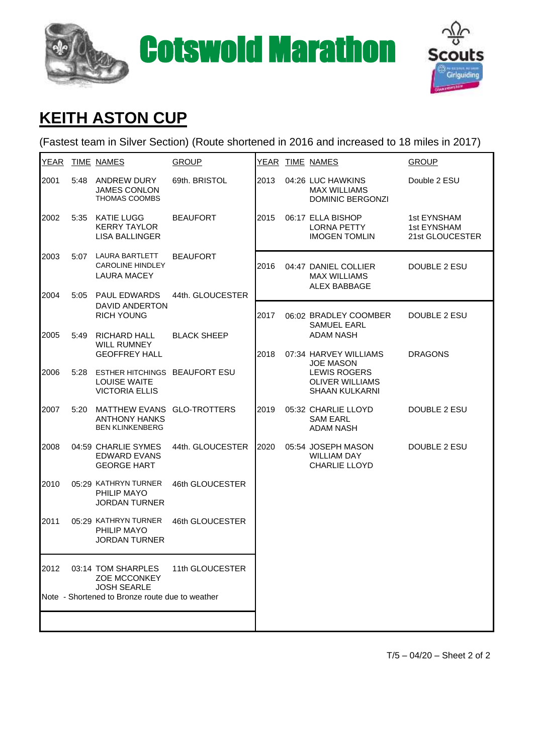# Cotswold Marathon

## KEITH ASTON CUP

(Fastest team in Silver Section) (Route shortened in 2016 and increased to 18 miles in 2017)

| YEAR | TIME | NAMES | GROUP |
|---|---|---|---|
| 2001 | 5:48 | ANDREW DURY<br>JAMES CONLON<br>THOMAS COOMBS | 69th. BRISTOL |
| 2002 | 5:35 | KATIE LUGG<br>KERRY TAYLOR<br>LISA BALLINGER | BEAUFORT |
| 2003 | 5:07 | LAURA BARTLETT<br>CAROLINE HINDLEY<br>LAURA MACEY | BEAUFORT |
| 2004 | 5:05 | PAUL EDWARDS<br>DAVID ANDERTON<br>RICH YOUNG | 44th. GLOUCESTER |
| 2005 | 5:49 | RICHARD HALL<br>WILL RUMNEY<br>GEOFFREY HALL | BLACK SHEEP |
| 2006 | 5:28 | ESTHER HITCHINGS<br>LOUISE WAITE<br>VICTORIA ELLIS | BEAUFORT ESU |
| 2007 | 5:20 | MATTHEW EVANS<br>ANTHONY HANKS<br>BEN KLINKENBERG | GLO-TROTTERS |
| 2008 | 04:59 | CHARLIE SYMES<br>EDWARD EVANS<br>GEORGE HART | 44th. GLOUCESTER |
| 2010 | 05:29 | KATHRYN TURNER<br>PHILIP MAYO<br>JORDAN TURNER | 46th GLOUCESTER |
| 2011 | 05:29 | KATHRYN TURNER<br>PHILIP MAYO<br>JORDAN TURNER | 46th GLOUCESTER |
| 2012 | 03:14 | TOM SHARPLES<br>ZOE MCCONKEY<br>JOSH SEARLE | 11th GLOUCESTER |

Note - Shortened to Bronze route due to weather

| YEAR | TIME | NAMES | GROUP |
|---|---|---|---|
| 2013 | 04:26 | LUC HAWKINS<br>MAX WILLIAMS<br>DOMINIC BERGONZI | Double 2 ESU |
| 2015 | 06:17 | ELLA BISHOP<br>LORNA PETTY<br>IMOGEN TOMLIN | 1st EYNSHAM<br>1st EYNSHAM<br>21st GLOUCESTER |
| 2016 | 04:47 | DANIEL COLLIER<br>MAX WILLIAMS<br>ALEX BABBAGE | DOUBLE 2 ESU |
| 2017 | 06:02 | BRADLEY COOMBER<br>SAMUEL EARL<br>ADAM NASH | DOUBLE 2 ESU |
| 2018 | 07:34 | HARVEY WILLIAMS<br>JOE MASON<br>LEWIS ROGERS<br>OLIVER WILLIAMS<br>SHAAN KULKARNI | DRAGONS |
| 2019 | 05:32 | CHARLIE LLOYD<br>SAM EARL<br>ADAM NASH | DOUBLE 2 ESU |
| 2020 | 05:54 | JOSEPH MASON<br>WILLIAM DAY<br>CHARLIE LLOYD | DOUBLE 2 ESU |

T/5 – 04/20 – Sheet 2 of 2